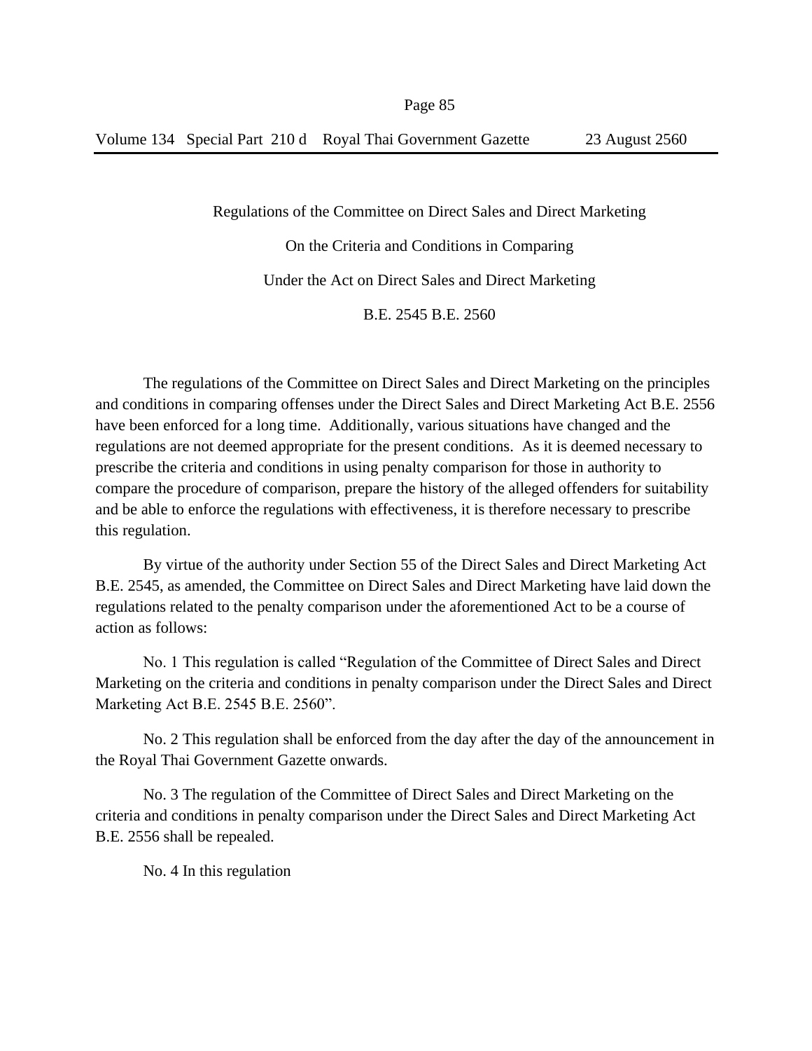# Regulations of the Committee on Direct Sales and Direct Marketing

## On the Criteria and Conditions in Comparing

## Under the Act on Direct Sales and Direct Marketing

## B.E. 2545 B.E. 2560

The regulations of the Committee on Direct Sales and Direct Marketing on the principles and conditions in comparing offenses under the Direct Sales and Direct Marketing Act B.E. 2556 have been enforced for a long time. Additionally, various situations have changed and the regulations are not deemed appropriate for the present conditions. As it is deemed necessary to prescribe the criteria and conditions in using penalty comparison for those in authority to compare the procedure of comparison, prepare the history of the alleged offenders for suitability and be able to enforce the regulations with effectiveness, it is therefore necessary to prescribe this regulation.

By virtue of the authority under Section 55 of the Direct Sales and Direct Marketing Act B.E. 2545, as amended, the Committee on Direct Sales and Direct Marketing have laid down the regulations related to the penalty comparison under the aforementioned Act to be a course of action as follows:

No. 1 This regulation is called "Regulation of the Committee of Direct Sales and Direct Marketing on the criteria and conditions in penalty comparison under the Direct Sales and Direct Marketing Act B.E. 2545 B.E. 2560".

No. 2 This regulation shall be enforced from the day after the day of the announcement in the Royal Thai Government Gazette onwards.

No. 3 The regulation of the Committee of Direct Sales and Direct Marketing on the criteria and conditions in penalty comparison under the Direct Sales and Direct Marketing Act B.E. 2556 shall be repealed.

No. 4 In this regulation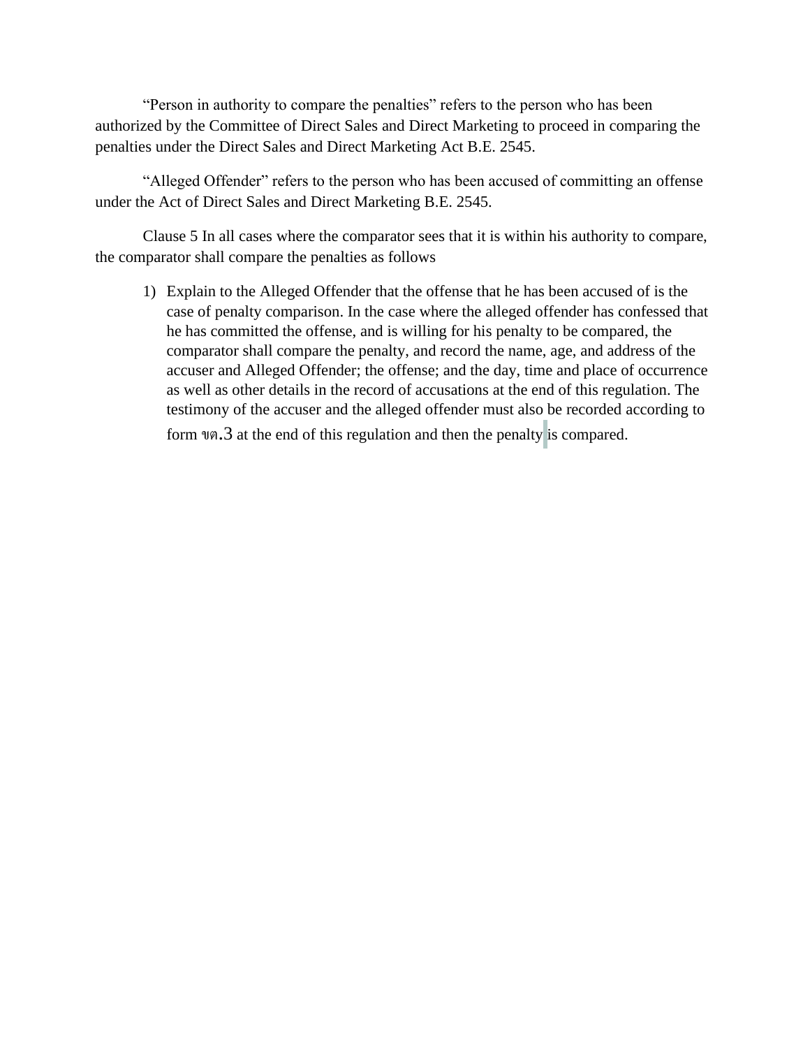"Person in authority to compare the penalties" refers to the person who has been authorized by the Committee of Direct Sales and Direct Marketing to proceed in comparing the penalties under the Direct Sales and Direct Marketing Act B.E. 2545.

"Alleged Offender" refers to the person who has been accused of committing an offense under the Act of Direct Sales and Direct Marketing B.E. 2545.

Clause 5 In all cases where the comparator sees that it is within his authority to compare, the comparator shall compare the penalties as follows

1) Explain to the Alleged Offender that the offense that he has been accused of is the case of penalty comparison. In the case where the alleged offender has confessed that he has committed the offense, and is willing for his penalty to be compared, the comparator shall compare the penalty, and record the name, age, and address of the accuser and Alleged Offender; the offense; and the day, time and place of occurrence as well as other details in the record of accusations at the end of this regulation. The testimony of the accuser and the alleged offender must also be recorded according to form ขต.3 at the end of this regulation and then the penalty is compared.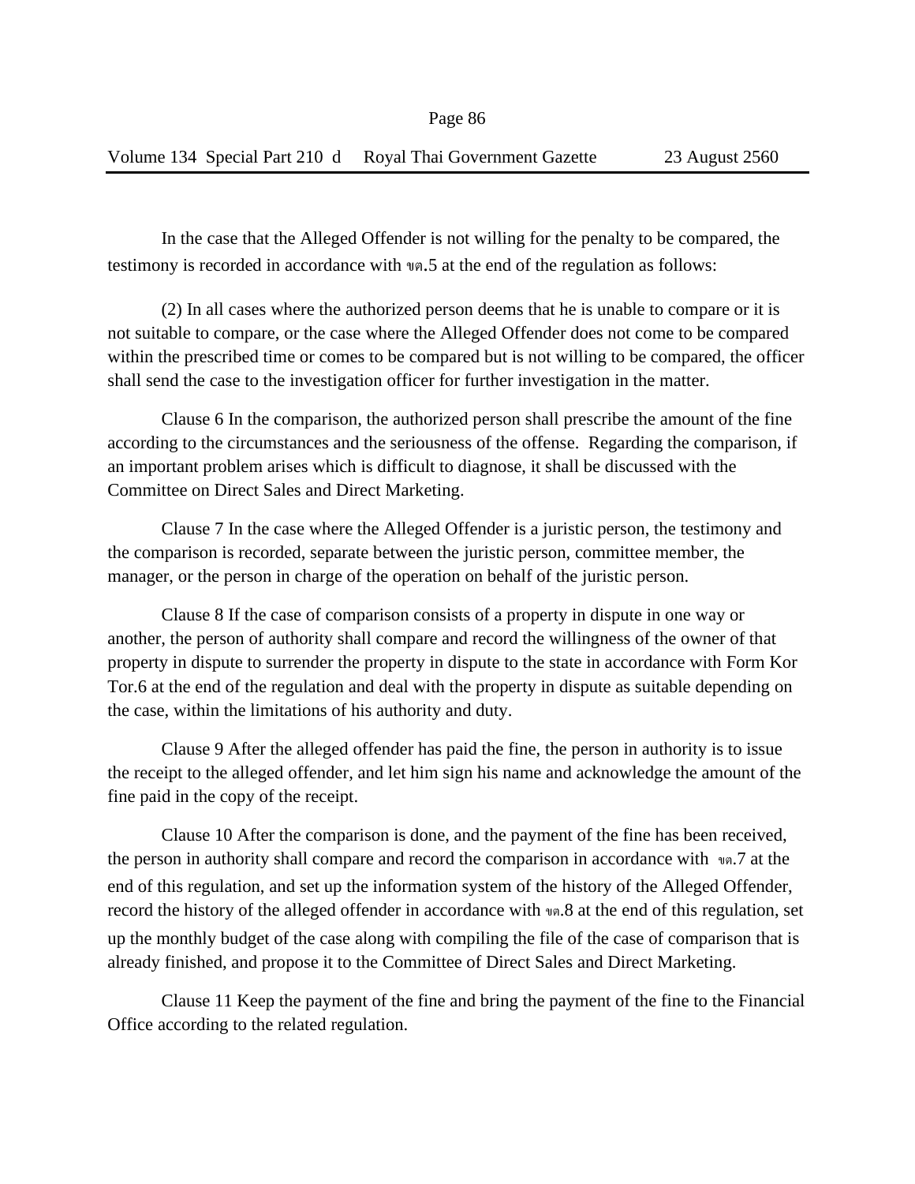In the case that the Alleged Offender is not willing for the penalty to be compared, the testimony is recorded in accordance with ขต.5 at the end of the regulation as follows:

(2) In all cases where the authorized person deems that he is unable to compare or it is not suitable to compare, or the case where the Alleged Offender does not come to be compared within the prescribed time or comes to be compared but is not willing to be compared, the officer shall send the case to the investigation officer for further investigation in the matter.

Clause 6 In the comparison, the authorized person shall prescribe the amount of the fine according to the circumstances and the seriousness of the offense. Regarding the comparison, if an important problem arises which is difficult to diagnose, it shall be discussed with the Committee on Direct Sales and Direct Marketing.

Clause 7 In the case where the Alleged Offender is a juristic person, the testimony and the comparison is recorded, separate between the juristic person, committee member, the manager, or the person in charge of the operation on behalf of the juristic person.

Clause 8 If the case of comparison consists of a property in dispute in one way or another, the person of authority shall compare and record the willingness of the owner of that property in dispute to surrender the property in dispute to the state in accordance with Form Kor Tor.6 at the end of the regulation and deal with the property in dispute as suitable depending on the case, within the limitations of his authority and duty.

Clause 9 After the alleged offender has paid the fine, the person in authority is to issue the receipt to the alleged offender, and let him sign his name and acknowledge the amount of the fine paid in the copy of the receipt.

Clause 10 After the comparison is done, and the payment of the fine has been received, the person in authority shall compare and record the comparison in accordance with ขต.7 at the end of this regulation, and set up the information system of the history of the Alleged Offender, record the history of the alleged offender in accordance with ขต.8 at the end of this regulation, set up the monthly budget of the case along with compiling the file of the case of comparison that is already finished, and propose it to the Committee of Direct Sales and Direct Marketing.

Clause 11 Keep the payment of the fine and bring the payment of the fine to the Financial Office according to the related regulation.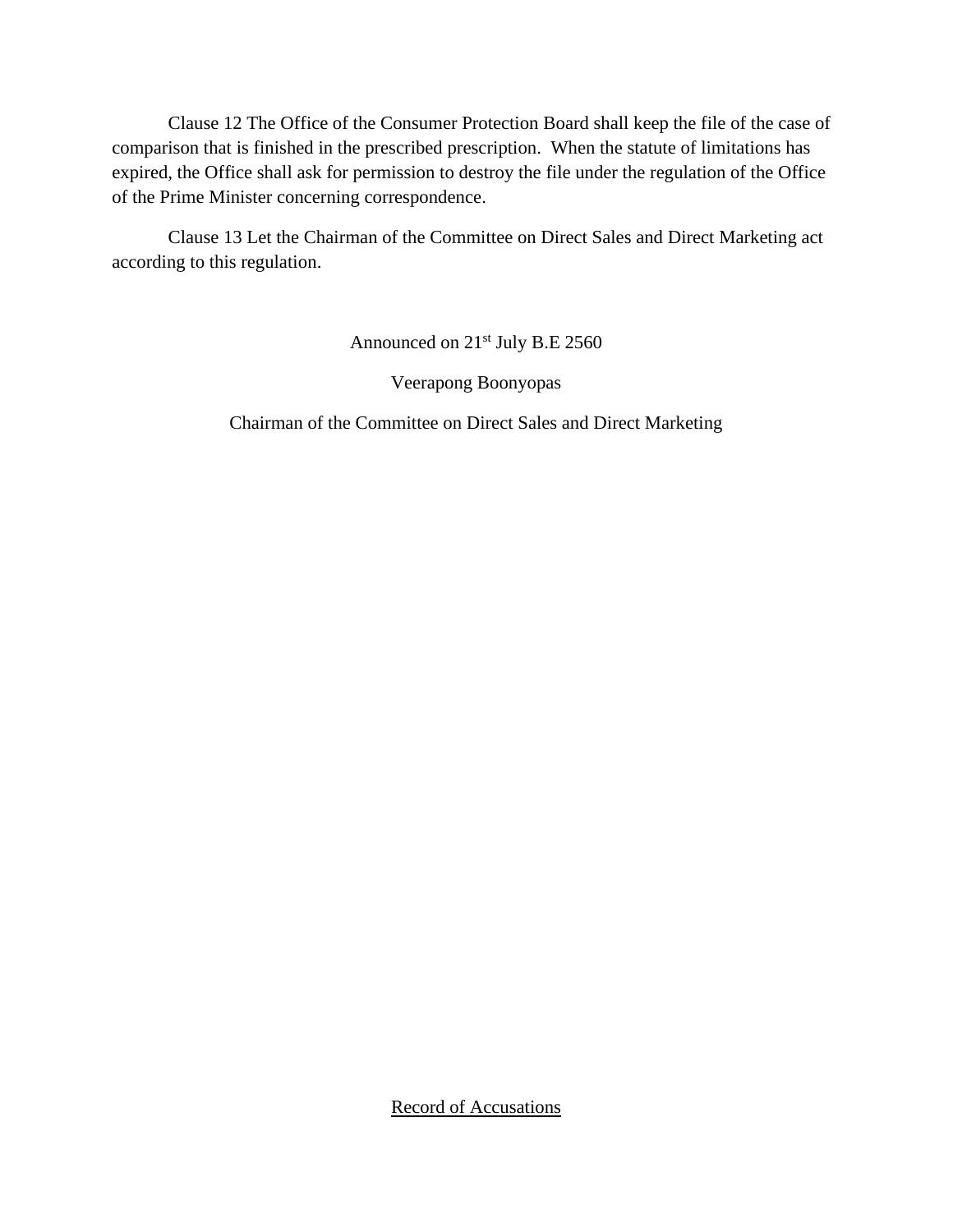Clause 12 The Office of the Consumer Protection Board shall keep the file of the case of comparison that is finished in the prescribed prescription. When the statute of limitations has expired, the Office shall ask for permission to destroy the file under the regulation of the Office of the Prime Minister concerning correspondence.

Clause 13 Let the Chairman of the Committee on Direct Sales and Direct Marketing act according to this regulation.

Announced on 21st July B.E 2560

Veerapong Boonyopas

Chairman of the Committee on Direct Sales and Direct Marketing

<u>Record of Accusations</u>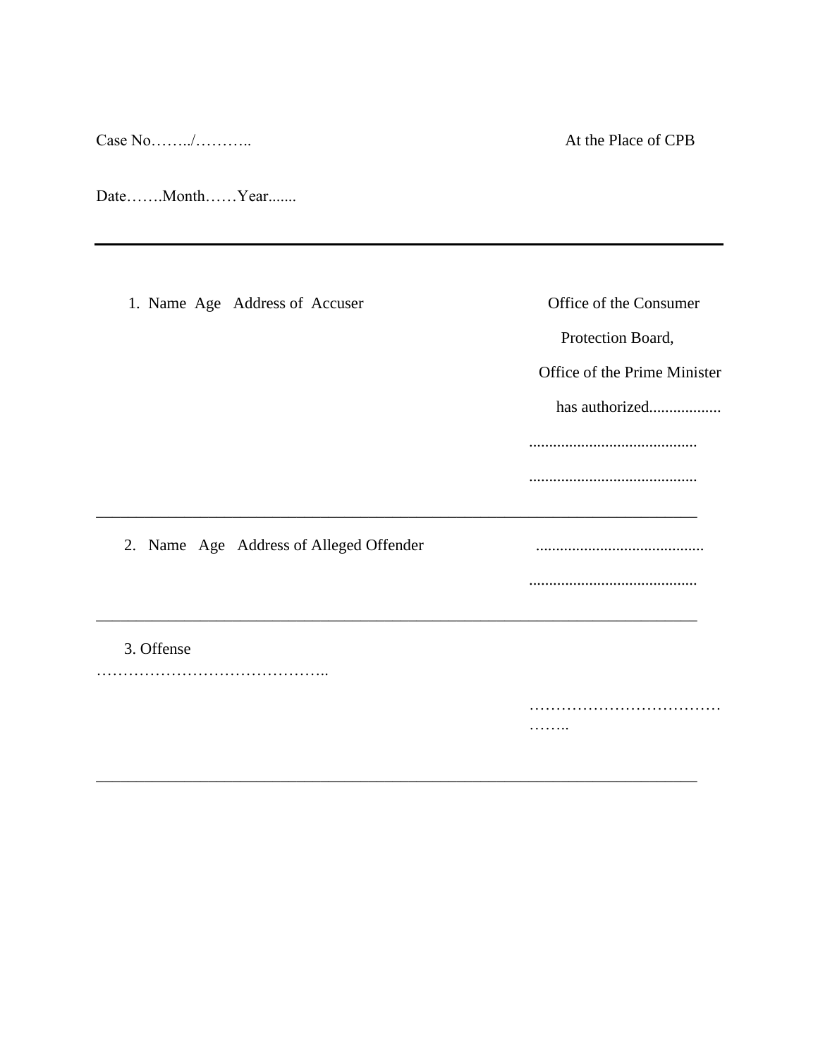Case No……../……….. At the Place of CPB

Date…….Month……Year.......

---

1. Name Age Address of Accuser

Office of the Consumer Protection Board, Office of the Prime Minister has authorized..................

..........................................

..........................................

---

2. Name Age Address of Alleged Offender

..........................................

..........................................

---

3. Offense

……………………………………..

………………………………………..

---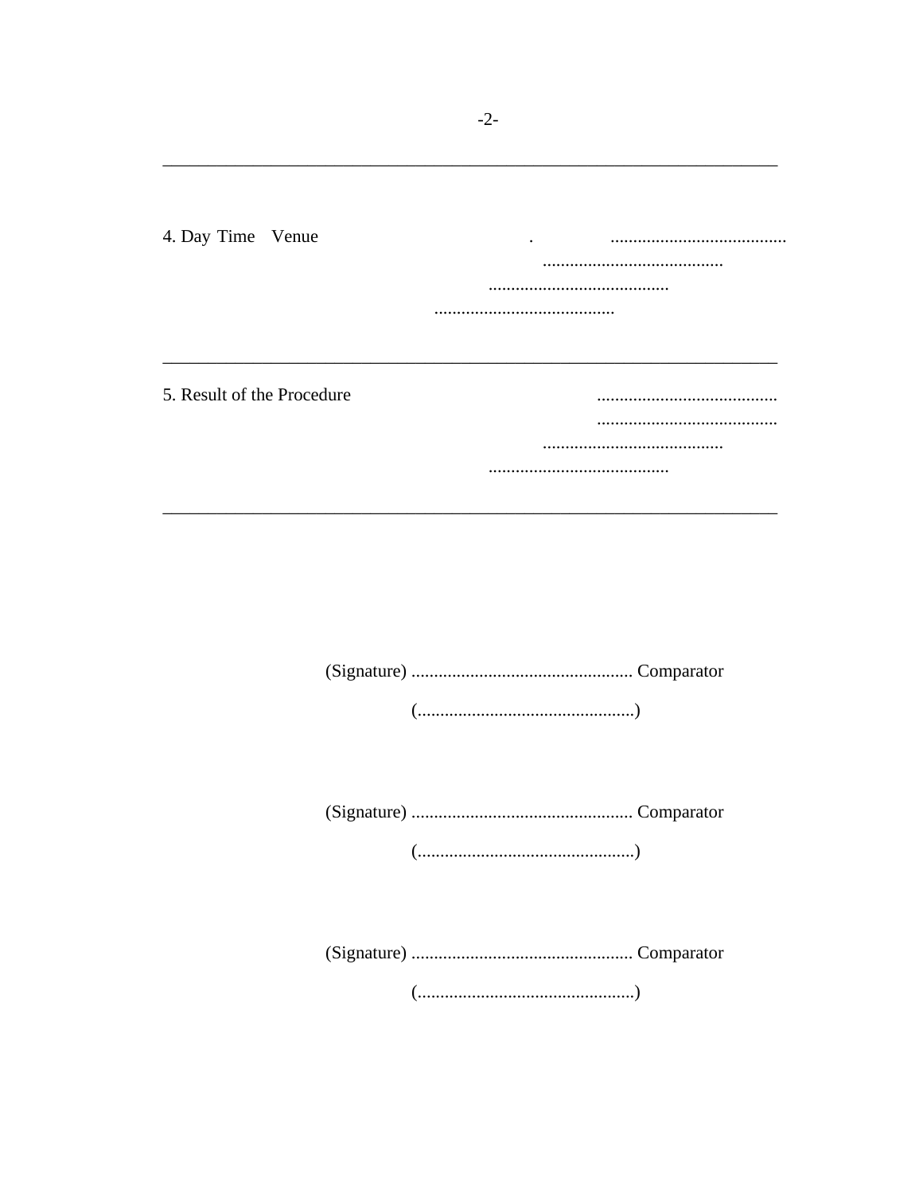---

4. Day Time Venue . .......................................
........................................
........................................
........................................

---

5. Result of the Procedure ........................................
........................................
........................................
........................................

---

(Signature) ................................................. Comparator

(................................................)

(Signature) ................................................. Comparator

(................................................)

(Signature) ................................................. Comparator

(................................................)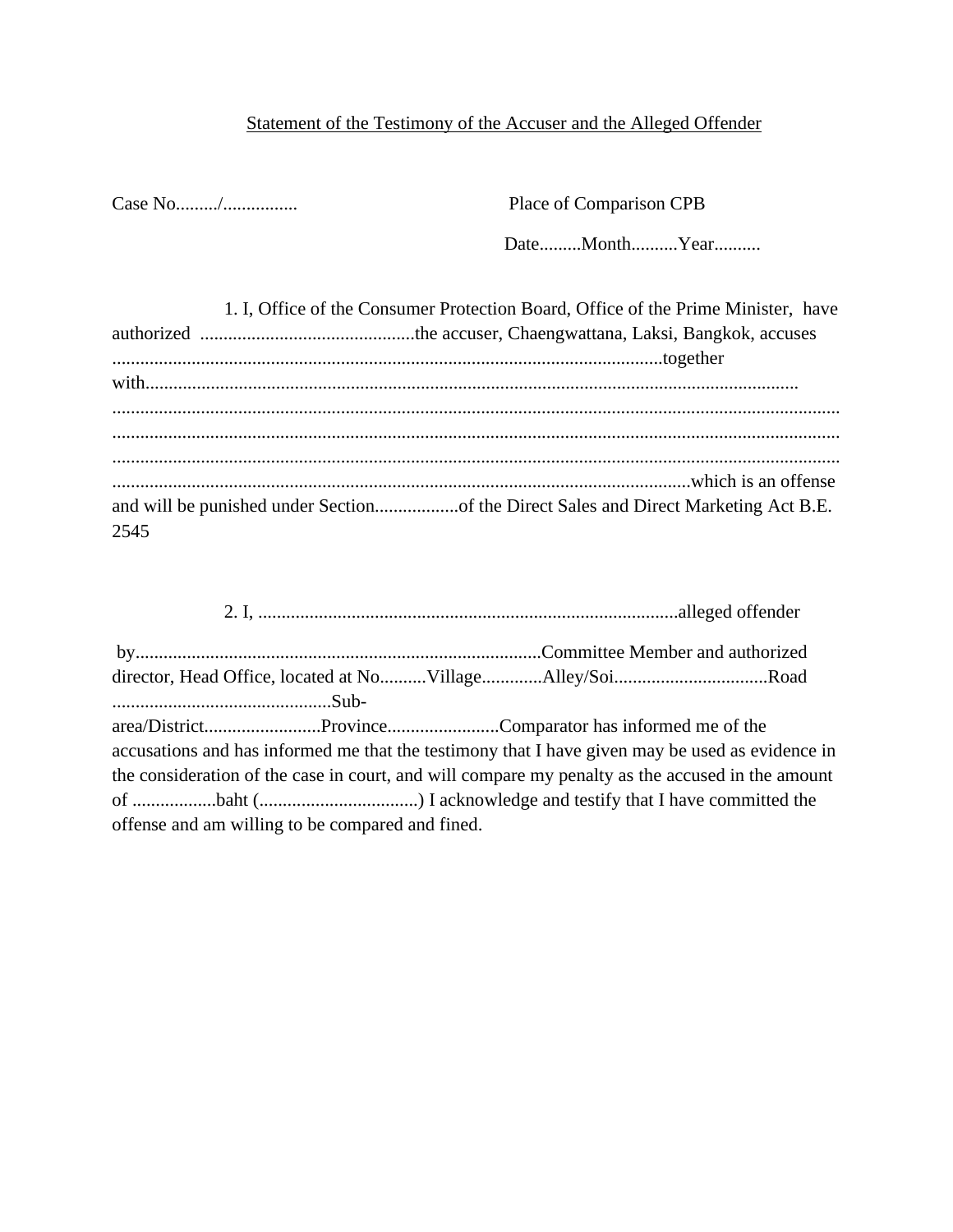<u>Statement of the Testimony of the Accuser and the Alleged Offender</u>

Case No........./................ Place of Comparison CPB

Date.........Month..........Year..........

1. I, Office of the Consumer Protection Board, Office of the Prime Minister, have authorized ..............................................the accuser, Chaengwattana, Laksi, Bangkok, accuses .....................................................................................................................together with.............................................................................................................................................
...........................................................................................................................................................
...........................................................................................................................................................
...........................................................................................................................................................
.........................................................................................................................which is an offense and will be punished under Section..................of the Direct Sales and Direct Marketing Act B.E. 2545

2. I, .........................................................................................alleged offender

by......................................................................................Committee Member and authorized director, Head Office, located at No..........Village.............Alley/Soi.................................Road ...............................................Sub-area/District.........................Province........................Comparator has informed me of the accusations and has informed me that the testimony that I have given may be used as evidence in the consideration of the case in court, and will compare my penalty as the accused in the amount of ..................baht (..................................) I acknowledge and testify that I have committed the offense and am willing to be compared and fined.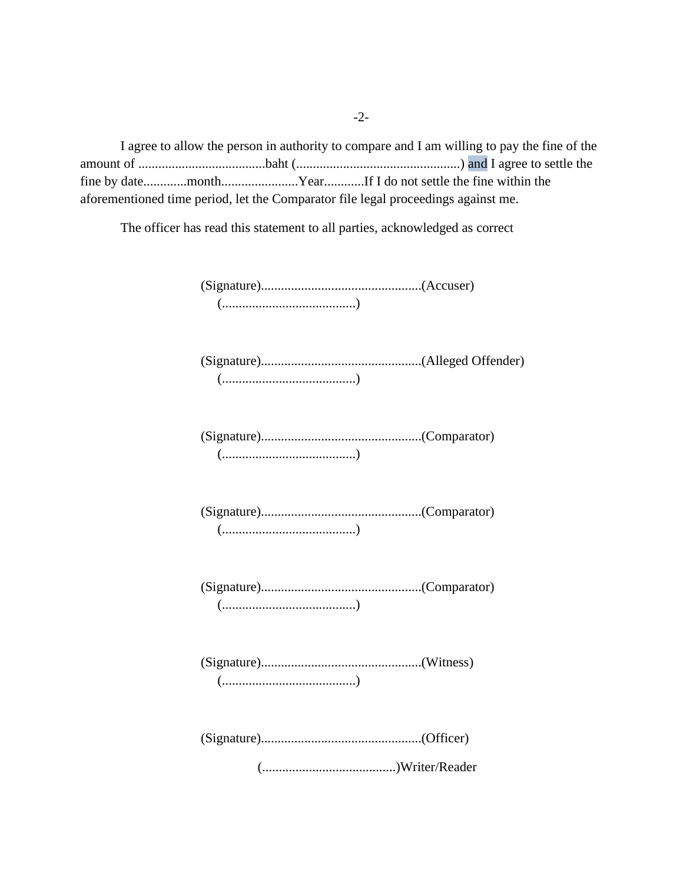I agree to allow the person in authority to compare and I am willing to pay the fine of the amount of ......................................baht (.................................................) and I agree to settle the fine by date.............month.......................Year............If I do not settle the fine within the aforementioned time period, let the Comparator file legal proceedings against me.

The officer has read this statement to all parties, acknowledged as correct

(Signature)................................................(Accuser)
(........................................)

(Signature)................................................(Alleged Offender)
(........................................)

(Signature)................................................(Comparator)
(........................................)

(Signature)................................................(Comparator)
(........................................)

(Signature)................................................(Comparator)
(........................................)

(Signature)................................................(Witness)
(........................................)

(Signature)................................................(Officer)
(........................................)Writer/Reader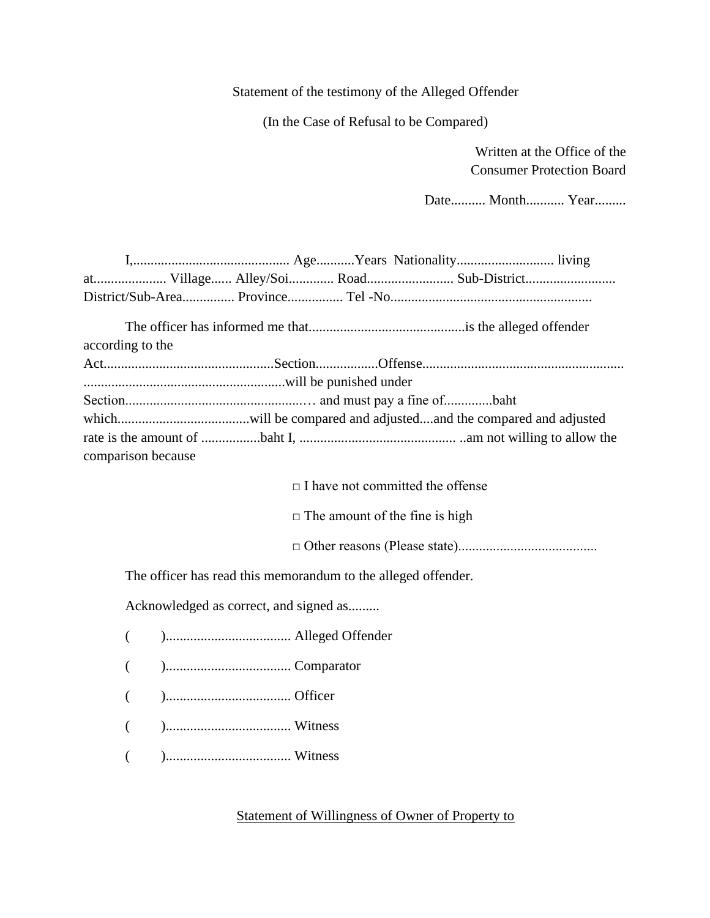Statement of the testimony of the Alleged Offender

(In the Case of Refusal to be Compared)

Written at the Office of the
Consumer Protection Board

Date.......... Month........... Year.........

I,............................................. Age...........Years Nationality............................ living at..................... Village...... Alley/Soi............. Road......................... Sub-District.......................... District/Sub-Area............... Province................ Tel -No.........................................................

The officer has informed me that.............................................is the alleged offender according to the Act................................................Section.................Offense......................................................... ..........................................................will be punished under Section....................................................… and must pay a fine of.............baht which......................................will be compared and adjusted....and the compared and adjusted rate is the amount of .................baht I, ............................................. ..am not willing to allow the comparison because

□ I have not committed the offense

□ The amount of the fine is high

□ Other reasons (Please state).......................................

The officer has read this memorandum to the alleged offender.

Acknowledged as correct, and signed as.........

(        )................................... Alleged Offender

(        )................................... Comparator

(        )................................... Officer

(        )................................... Witness

(        )................................... Witness

<u>Statement of Willingness of Owner of Property to</u>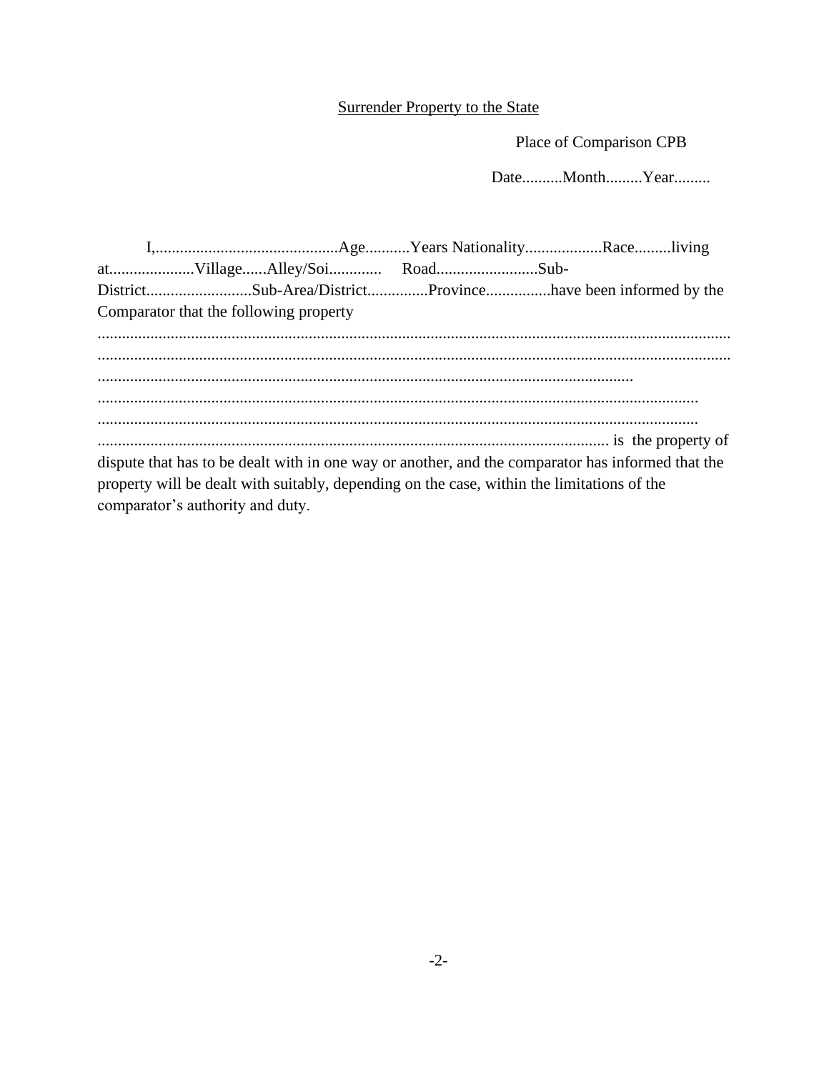<u>Surrender Property to the State</u>

Place of Comparison CPB

Date..........Month.........Year.........

I,.............................................Age...........Years Nationality...................Race.........living at.....................Village......Alley/Soi............. Road.........................Sub-District..........................Sub-Area/District..............Province................have been informed by the Comparator that the following property
...........................................................................................................................................................
...........................................................................................................................................................
...................................................................................................................................
...................................................................................................................................................
...................................................................................................................................................
............................................................................................................................ is the property of dispute that has to be dealt with in one way or another, and the comparator has informed that the property will be dealt with suitably, depending on the case, within the limitations of the comparator's authority and duty.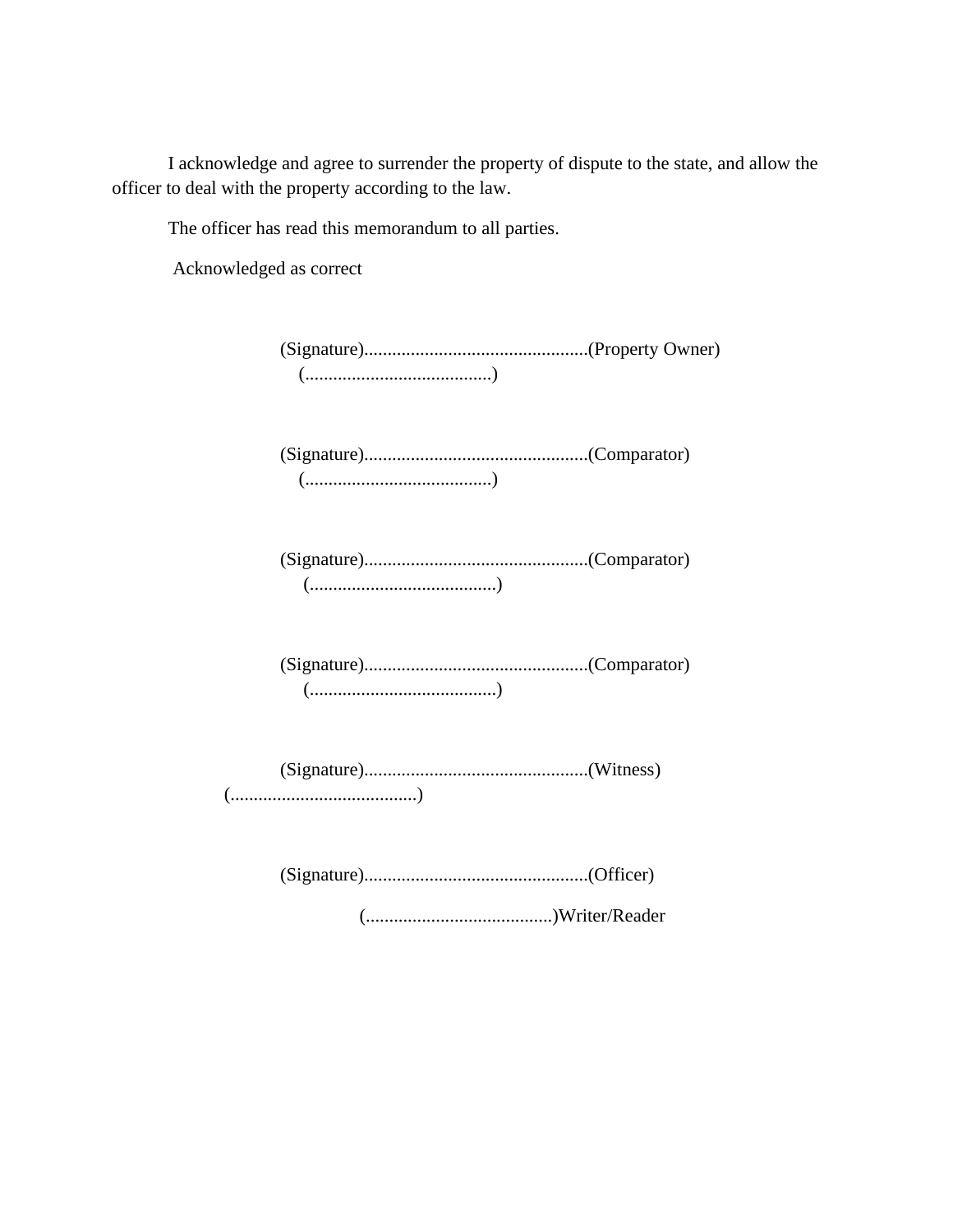I acknowledge and agree to surrender the property of dispute to the state, and allow the officer to deal with the property according to the law.

The officer has read this memorandum to all parties.

Acknowledged as correct

(Signature)................................................(Property Owner)
(........................................)

(Signature)................................................(Comparator)
(........................................)

(Signature)................................................(Comparator)
(........................................)

(Signature)................................................(Comparator)
(........................................)

(Signature)................................................(Witness)
(........................................)

(Signature)................................................(Officer)

(........................................)Writer/Reader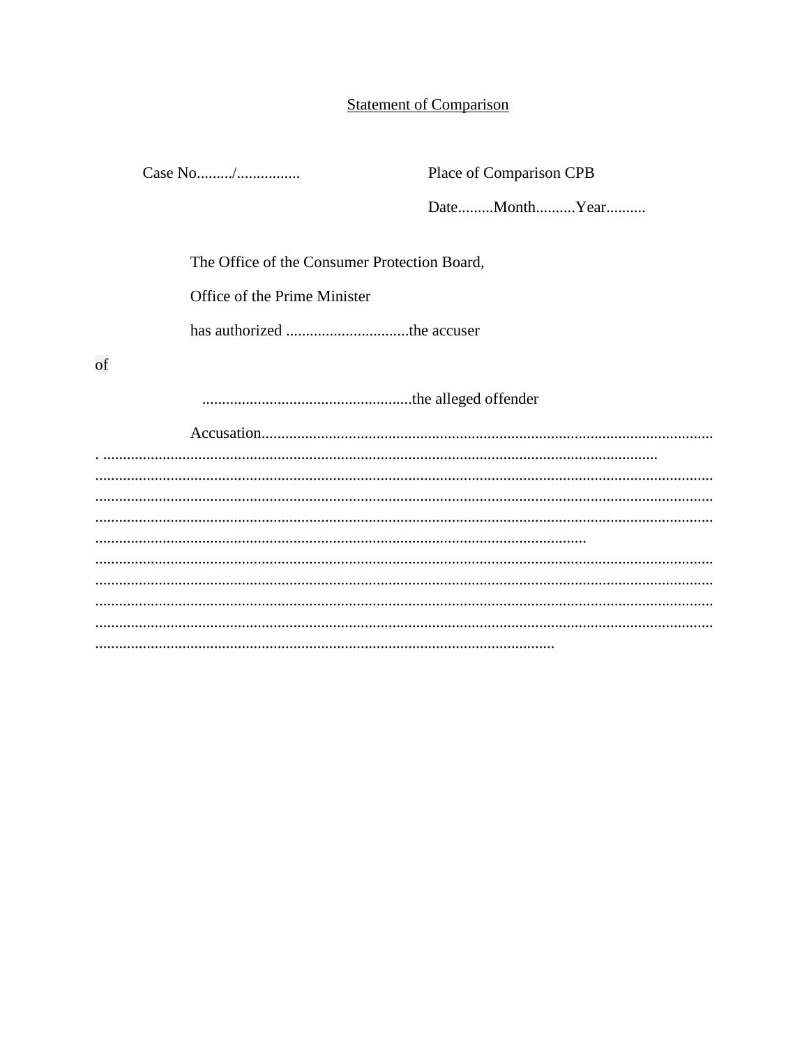<u>Statement of Comparison</u>

Case No........./................ Place of Comparison CPB

Date.........Month..........Year..........

The Office of the Consumer Protection Board,

Office of the Prime Minister

has authorized ...............................the accuser

of

.....................................................the alleged offender

Accusation..................................................................................................................
. ...........................................................................................................................
.........................................................................................................................................
.........................................................................................................................................
.........................................................................................................................................
..........................................................................................................................
.........................................................................................................................................
.........................................................................................................................................
.........................................................................................................................................
.........................................................................................................................................
....................................................................................................................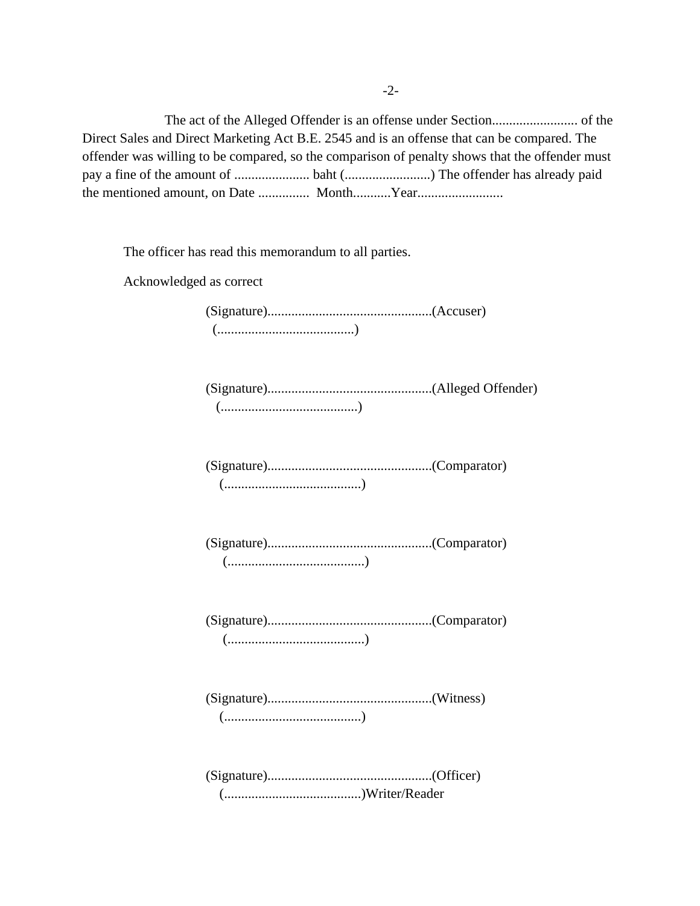The act of the Alleged Offender is an offense under Section......................... of the Direct Sales and Direct Marketing Act B.E. 2545 and is an offense that can be compared. The offender was willing to be compared, so the comparison of penalty shows that the offender must pay a fine of the amount of ...................... baht (.........................) The offender has already paid the mentioned amount, on Date ............... Month...........Year.........................

The officer has read this memorandum to all parties.

Acknowledged as correct

(Signature)................................................(Accuser)
(........................................)

(Signature)................................................(Alleged Offender)
(........................................)

(Signature)................................................(Comparator)
(........................................)

(Signature)................................................(Comparator)
(........................................)

(Signature)................................................(Comparator)
(........................................)

(Signature)................................................(Witness)
(........................................)

(Signature)................................................(Officer)
(........................................)Writer/Reader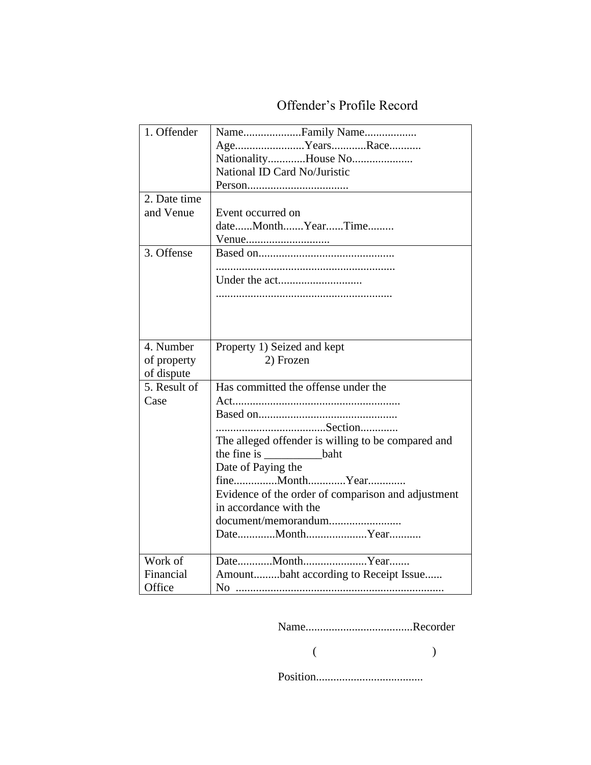# Offender's Profile Record

| | |
|---|---|
| 1. Offender | Name....................Family Name.................. Age........................Years............Race........... Nationality.............House No..................... National ID Card No/Juristic Person................................... |
| 2. Date time and Venue | Event occurred on date......Month.......Year......Time......... Venue............................ |
| 3. Offense | Based on.............................................. ............................................................. Under the act............................ ............................................................ |
| 4. Number of property of dispute | Property 1) Seized and kept 2) Frozen |
| 5. Result of Case | Has committed the offense under the Act.......................................................... Based on................................................ .....................................Section............. The alleged offender is willing to be compared and the fine is __________baht Date of Paying the fine..............Month.............Year............. Evidence of the order of comparison and adjustment in accordance with the document/memorandum......................... Date.............Month.....................Year........... |
| Work of Financial Office | Date............Month......................Year....... Amount.........baht according to Receipt Issue...... No ....................................................................... |

Name.....................................Recorder

( )

Position.....................................